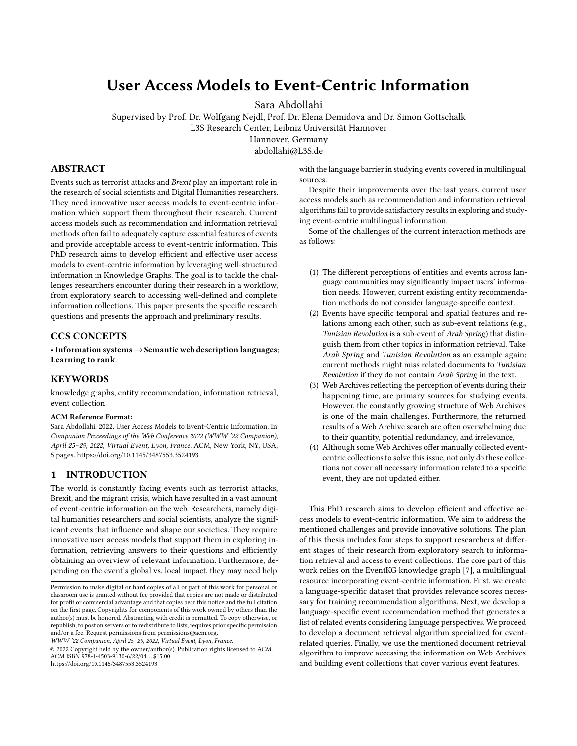# User Access Models to Event-Centric Information

Sara Abdollahi

Supervised by Prof. Dr. Wolfgang Nejdl, Prof. Dr. Elena Demidova and Dr. Simon Gottschalk
L3S Research Center, Leibniz Universität Hannover
Hannover, Germany
abdollahi@L3S.de

## ABSTRACT

Events such as terrorist attacks and *Brexit* play an important role in the research of social scientists and Digital Humanities researchers. They need innovative user access models to event-centric information which support them throughout their research. Current access models such as recommendation and information retrieval methods often fail to adequately capture essential features of events and provide acceptable access to event-centric information. This PhD research aims to develop efficient and effective user access models to event-centric information by leveraging well-structured information in Knowledge Graphs. The goal is to tackle the challenges researchers encounter during their research in a workflow, from exploratory search to accessing well-defined and complete information collections. This paper presents the specific research questions and presents the approach and preliminary results.

## CCS CONCEPTS

• **Information systems → Semantic web description languages**; **Learning to rank**.

## KEYWORDS

knowledge graphs, entity recommendation, information retrieval, event collection

**ACM Reference Format:**
Sara Abdollahi. 2022. User Access Models to Event-Centric Information. In *Companion Proceedings of the Web Conference 2022 (WWW '22 Companion), April 25–29, 2022, Virtual Event, Lyon, France.* ACM, New York, NY, USA, 5 pages. https://doi.org/10.1145/3487553.3524193

Permission to make digital or hard copies of all or part of this work for personal or classroom use is granted without fee provided that copies are not made or distributed for profit or commercial advantage and that copies bear this notice and the full citation on the first page. Copyrights for components of this work owned by others than the author(s) must be honored. Abstracting with credit is permitted. To copy otherwise, or republish, to post on servers or to redistribute to lists, requires prior specific permission and/or a fee. Request permissions from permissions@acm.org.
*WWW '22 Companion, April 25–29, 2022, Virtual Event, Lyon, France.*
© 2022 Copyright held by the owner/author(s). Publication rights licensed to ACM.
ACM ISBN 978-1-4503-9130-6/22/04...$15.00
https://doi.org/10.1145/3487553.3524193

## 1 INTRODUCTION

The world is constantly facing events such as terrorist attacks, Brexit, and the migrant crisis, which have resulted in a vast amount of event-centric information on the web. Researchers, namely digital humanities researchers and social scientists, analyze the significant events that influence and shape our societies. They require innovative user access models that support them in exploring information, retrieving answers to their questions and efficiently obtaining an overview of relevant information. Furthermore, depending on the event's global vs. local impact, they may need help with the language barrier in studying events covered in multilingual sources.

Despite their improvements over the last years, current user access models such as recommendation and information retrieval algorithms fail to provide satisfactory results in exploring and studying event-centric multilingual information.

Some of the challenges of the current interaction methods are as follows:

(1) The different perceptions of entities and events across language communities may significantly impact users' information needs. However, current existing entity recommendation methods do not consider language-specific context.
(2) Events have specific temporal and spatial features and relations among each other, such as sub-event relations (e.g., *Tunisian Revolution* is a sub-event of *Arab Spring*) that distinguish them from other topics in information retrieval. Take *Arab Spring* and *Tunisian Revolution* as an example again; current methods might miss related documents to *Tunisian Revolution* if they do not contain *Arab Spring* in the text.
(3) Web Archives reflecting the perception of events during their happening time, are primary sources for studying events. However, the constantly growing structure of Web Archives is one of the main challenges. Furthermore, the returned results of a Web Archive search are often overwhelming due to their quantity, potential redundancy, and irrelevance,
(4) Although some Web Archives offer manually collected event-centric collections to solve this issue, not only do these collections not cover all necessary information related to a specific event, they are not updated either.

This PhD research aims to develop efficient and effective access models to event-centric information. We aim to address the mentioned challenges and provide innovative solutions. The plan of this thesis includes four steps to support researchers at different stages of their research from exploratory search to information retrieval and access to event collections. The core part of this work relies on the EventKG knowledge graph [7], a multilingual resource incorporating event-centric information. First, we create a language-specific dataset that provides relevance scores necessary for training recommendation algorithms. Next, we develop a language-specific event recommendation method that generates a list of related events considering language perspectives. We proceed to develop a document retrieval algorithm specialized for event-related queries. Finally, we use the mentioned document retrieval algorithm to improve accessing the information on Web Archives and building event collections that cover various event features.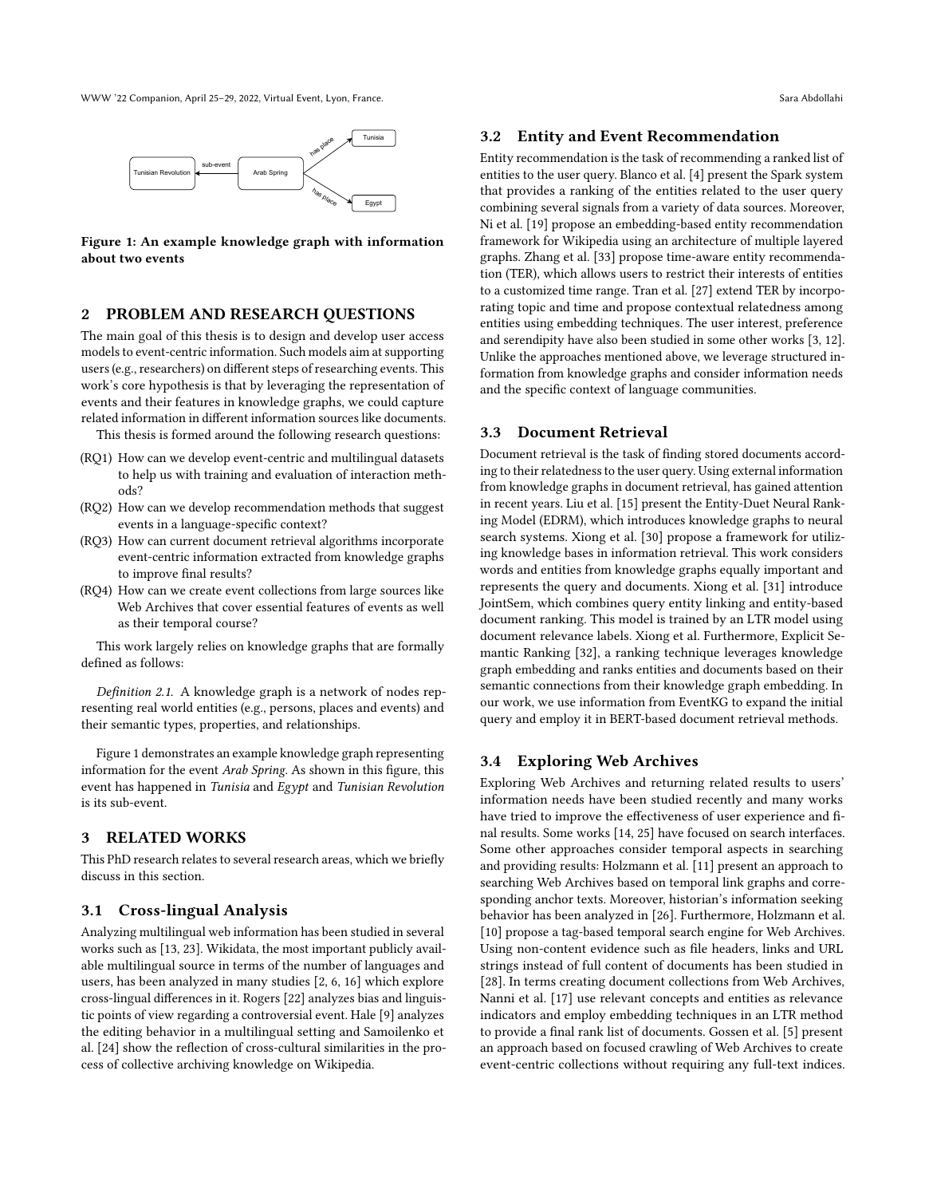Figure 1: An example knowledge graph with information about two events

## 2 PROBLEM AND RESEARCH QUESTIONS

The main goal of this thesis is to design and develop user access models to event-centric information. Such models aim at supporting users (e.g., researchers) on different steps of researching events. This work's core hypothesis is that by leveraging the representation of events and their features in knowledge graphs, we could capture related information in different information sources like documents.

This thesis is formed around the following research questions:

- (RQ1) How can we develop event-centric and multilingual datasets to help us with training and evaluation of interaction methods?
- (RQ2) How can we develop recommendation methods that suggest events in a language-specific context?
- (RQ3) How can current document retrieval algorithms incorporate event-centric information extracted from knowledge graphs to improve final results?
- (RQ4) How can we create event collections from large sources like Web Archives that cover essential features of events as well as their temporal course?

This work largely relies on knowledge graphs that are formally defined as follows:

*Definition 2.1.* A knowledge graph is a network of nodes representing real world entities (e.g., persons, places and events) and their semantic types, properties, and relationships.

Figure 1 demonstrates an example knowledge graph representing information for the event *Arab Spring*. As shown in this figure, this event has happened in *Tunisia* and *Egypt* and *Tunisian Revolution* is its sub-event.

## 3 RELATED WORKS

This PhD research relates to several research areas, which we briefly discuss in this section.

### 3.1 Cross-lingual Analysis

Analyzing multilingual web information has been studied in several works such as [13, 23]. Wikidata, the most important publicly available multilingual source in terms of the number of languages and users, has been analyzed in many studies [2, 6, 16] which explore cross-lingual differences in it. Rogers [22] analyzes bias and linguistic points of view regarding a controversial event. Hale [9] analyzes the editing behavior in a multilingual setting and Samoilenko et al. [24] show the reflection of cross-cultural similarities in the process of collective archiving knowledge on Wikipedia.

### 3.2 Entity and Event Recommendation

Entity recommendation is the task of recommending a ranked list of entities to the user query. Blanco et al. [4] present the Spark system that provides a ranking of the entities related to the user query combining several signals from a variety of data sources. Moreover, Ni et al. [19] propose an embedding-based entity recommendation framework for Wikipedia using an architecture of multiple layered graphs. Zhang et al. [33] propose time-aware entity recommendation (TER), which allows users to restrict their interests of entities to a customized time range. Tran et al. [27] extend TER by incorporating topic and time and propose contextual relatedness among entities using embedding techniques. The user interest, preference and serendipity have also been studied in some other works [3, 12]. Unlike the approaches mentioned above, we leverage structured information from knowledge graphs and consider information needs and the specific context of language communities.

### 3.3 Document Retrieval

Document retrieval is the task of finding stored documents according to their relatedness to the user query. Using external information from knowledge graphs in document retrieval, has gained attention in recent years. Liu et al. [15] present the Entity-Duet Neural Ranking Model (EDRM), which introduces knowledge graphs to neural search systems. Xiong et al. [30] propose a framework for utilizing knowledge bases in information retrieval. This work considers words and entities from knowledge graphs equally important and represents the query and documents. Xiong et al. [31] introduce JointSem, which combines query entity linking and entity-based document ranking. This model is trained by an LTR model using document relevance labels. Xiong et al. Furthermore, Explicit Semantic Ranking [32], a ranking technique leverages knowledge graph embedding and ranks entities and documents based on their semantic connections from their knowledge graph embedding. In our work, we use information from EventKG to expand the initial query and employ it in BERT-based document retrieval methods.

### 3.4 Exploring Web Archives

Exploring Web Archives and returning related results to users' information needs have been studied recently and many works have tried to improve the effectiveness of user experience and final results. Some works [14, 25] have focused on search interfaces. Some other approaches consider temporal aspects in searching and providing results: Holzmann et al. [11] present an approach to searching Web Archives based on temporal link graphs and corresponding anchor texts. Moreover, historian's information seeking behavior has been analyzed in [26]. Furthermore, Holzmann et al. [10] propose a tag-based temporal search engine for Web Archives. Using non-content evidence such as file headers, links and URL strings instead of full content of documents has been studied in [28]. In terms creating document collections from Web Archives, Nanni et al. [17] use relevant concepts and entities as relevance indicators and employ embedding techniques in an LTR method to provide a final rank list of documents. Gossen et al. [5] present an approach based on focused crawling of Web Archives to create event-centric collections without requiring any full-text indices.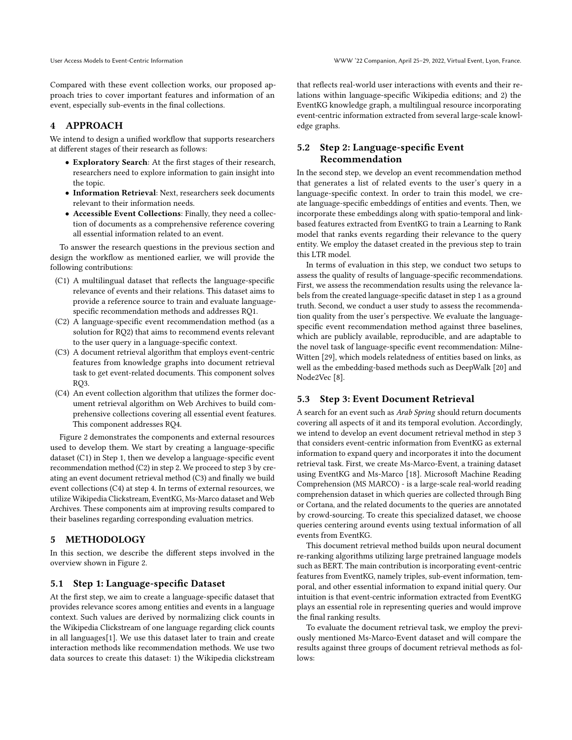Compared with these event collection works, our proposed approach tries to cover important features and information of an event, especially sub-events in the final collections.

# 4 APPROACH

We intend to design a unified workflow that supports researchers at different stages of their research as follows:

- **Exploratory Search**: At the first stages of their research, researchers need to explore information to gain insight into the topic.
- **Information Retrieval**: Next, researchers seek documents relevant to their information needs.
- **Accessible Event Collections**: Finally, they need a collection of documents as a comprehensive reference covering all essential information related to an event.

To answer the research questions in the previous section and design the workflow as mentioned earlier, we will provide the following contributions:

- (C1) A multilingual dataset that reflects the language-specific relevance of events and their relations. This dataset aims to provide a reference source to train and evaluate language-specific recommendation methods and addresses RQ1.
- (C2) A language-specific event recommendation method (as a solution for RQ2) that aims to recommend events relevant to the user query in a language-specific context.
- (C3) A document retrieval algorithm that employs event-centric features from knowledge graphs into document retrieval task to get event-related documents. This component solves RQ3.
- (C4) An event collection algorithm that utilizes the former document retrieval algorithm on Web Archives to build comprehensive collections covering all essential event features. This component addresses RQ4.

Figure 2 demonstrates the components and external resources used to develop them. We start by creating a language-specific dataset (C1) in Step 1, then we develop a language-specific event recommendation method (C2) in step 2. We proceed to step 3 by creating an event document retrieval method (C3) and finally we build event collections (C4) at step 4. In terms of external resources, we utilize Wikipedia Clickstream, EventKG, Ms-Marco dataset and Web Archives. These components aim at improving results compared to their baselines regarding corresponding evaluation metrics.

# 5 METHODOLOGY

In this section, we describe the different steps involved in the overview shown in Figure 2.

## 5.1 Step 1: Language-specific Dataset

At the first step, we aim to create a language-specific dataset that provides relevance scores among entities and events in a language context. Such values are derived by normalizing click counts in the Wikipedia Clickstream of one language regarding click counts in all languages[1]. We use this dataset later to train and create interaction methods like recommendation methods. We use two data sources to create this dataset: 1) the Wikipedia clickstream that reflects real-world user interactions with events and their relations within language-specific Wikipedia editions; and 2) the EventKG knowledge graph, a multilingual resource incorporating event-centric information extracted from several large-scale knowledge graphs.

## 5.2 Step 2: Language-specific Event Recommendation

In the second step, we develop an event recommendation method that generates a list of related events to the user's query in a language-specific context. In order to train this model, we create language-specific embeddings of entities and events. Then, we incorporate these embeddings along with spatio-temporal and link-based features extracted from EventKG to train a Learning to Rank model that ranks events regarding their relevance to the query entity. We employ the dataset created in the previous step to train this LTR model.

In terms of evaluation in this step, we conduct two setups to assess the quality of results of language-specific recommendations. First, we assess the recommendation results using the relevance labels from the created language-specific dataset in step 1 as a ground truth. Second, we conduct a user study to assess the recommendation quality from the user's perspective. We evaluate the language-specific event recommendation method against three baselines, which are publicly available, reproducible, and are adaptable to the novel task of language-specific event recommendation: Milne-Witten [29], which models relatedness of entities based on links, as well as the embedding-based methods such as DeepWalk [20] and Node2Vec [8].

## 5.3 Step 3: Event Document Retrieval

A search for an event such as *Arab Spring* should return documents covering all aspects of it and its temporal evolution. Accordingly, we intend to develop an event document retrieval method in step 3 that considers event-centric information from EventKG as external information to expand query and incorporates it into the document retrieval task. First, we create Ms-Marco-Event, a training dataset using EventKG and Ms-Marco [18]. Microsoft Machine Reading Comprehension (MS MARCO) - is a large-scale real-world reading comprehension dataset in which queries are collected through Bing or Cortana, and the related documents to the queries are annotated by crowd-sourcing. To create this specialized dataset, we choose queries centering around events using textual information of all events from EventKG.

This document retrieval method builds upon neural document re-ranking algorithms utilizing large pretrained language models such as BERT. The main contribution is incorporating event-centric features from EventKG, namely triples, sub-event information, temporal, and other essential information to expand initial query. Our intuition is that event-centric information extracted from EventKG plays an essential role in representing queries and would improve the final ranking results.

To evaluate the document retrieval task, we employ the previously mentioned Ms-Marco-Event dataset and will compare the results against three groups of document retrieval methods as follows: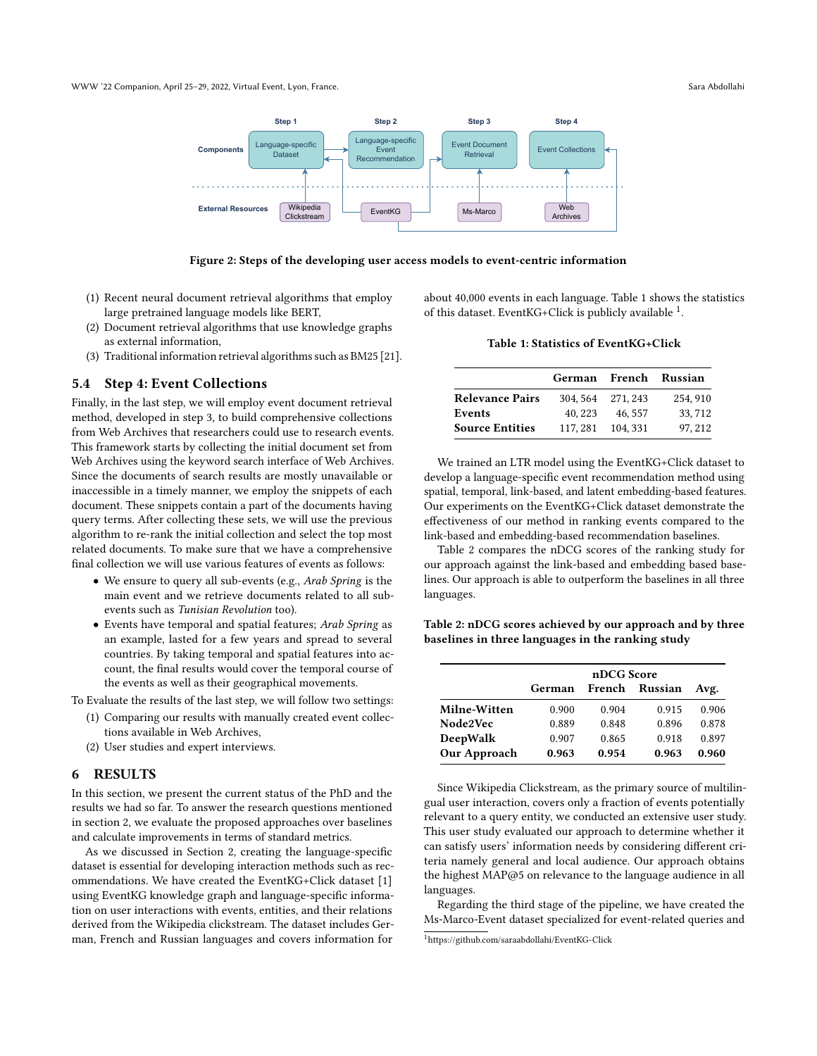Figure 2: Steps of the developing user access models to event-centric information

(1) Recent neural document retrieval algorithms that employ large pretrained language models like BERT,
(2) Document retrieval algorithms that use knowledge graphs as external information,
(3) Traditional information retrieval algorithms such as BM25 [21].

### 5.4 Step 4: Event Collections

Finally, in the last step, we will employ event document retrieval method, developed in step 3, to build comprehensive collections from Web Archives that researchers could use to research events. This framework starts by collecting the initial document set from Web Archives using the keyword search interface of Web Archives. Since the documents of search results are mostly unavailable or inaccessible in a timely manner, we employ the snippets of each document. These snippets contain a part of the documents having query terms. After collecting these sets, we will use the previous algorithm to re-rank the initial collection and select the top most related documents. To make sure that we have a comprehensive final collection we will use various features of events as follows:

- We ensure to query all sub-events (e.g., *Arab Spring* is the main event and we retrieve documents related to all sub-events such as *Tunisian Revolution* too).
- Events have temporal and spatial features; *Arab Spring* as an example, lasted for a few years and spread to several countries. By taking temporal and spatial features into acount, the final results would cover the temporal course of the events as well as their geographical movements.

To Evaluate the results of the last step, we will follow two settings:

(1) Comparing our results with manually created event collections available in Web Archives,
(2) User studies and expert interviews.

## 6 RESULTS

In this section, we present the current status of the PhD and the results we had so far. To answer the research questions mentioned in section 2, we evaluate the proposed approaches over baselines and calculate improvements in terms of standard metrics.

As we discussed in Section 2, creating the language-specific dataset is essential for developing interaction methods such as recommendations. We have created the EventKG+Click dataset [1] using EventKG knowledge graph and language-specific information on user interactions with events, entities, and their relations derived from the Wikipedia clickstream. The dataset includes German, French and Russian languages and covers information for about 40,000 events in each language. Table 1 shows the statistics of this dataset. EventKG+Click is publicly available [1].

**Table 1: Statistics of EventKG+Click**

| | German | French | Russian |
|---|---|---|---|
| **Relevance Pairs** | 304, 564 | 271, 243 | 254, 910 |
| **Events** | 40, 223 | 46, 557 | 33, 712 |
| **Source Entities** | 117, 281 | 104, 331 | 97, 212 |

We trained an LTR model using the EventKG+Click dataset to develop a language-specific event recommendation method using spatial, temporal, link-based, and latent embedding-based features. Our experiments on the EventKG+Click dataset demonstrate the effectiveness of our method in ranking events compared to the link-based and embedding-based recommendation baselines.

Table 2 compares the nDCG scores of the ranking study for our approach against the link-based and embedding based baselines. Our approach is able to outperform the baselines in all three languages.

**Table 2: nDCG scores achieved by our approach and by three baselines in three languages in the ranking study**

| | nDCG Score | | | |
|---|---|---|---|---|
| | German | French | Russian | Avg. |
| **Milne-Witten** | 0.900 | 0.904 | 0.915 | 0.906 |
| **Node2Vec** | 0.889 | 0.848 | 0.896 | 0.878 |
| **DeepWalk** | 0.907 | 0.865 | 0.918 | 0.897 |
| **Our Approach** | **0.963** | **0.954** | **0.963** | **0.960** |

Since Wikipedia Clickstream, as the primary source of multilingual user interaction, covers only a fraction of events potentially relevant to a query entity, we conducted an extensive user study. This user study evaluated our approach to determine whether it can satisfy users' information needs by considering different criteria namely general and local audience. Our approach obtains the highest MAP@5 on relevance to the language audience in all languages.

Regarding the third stage of the pipeline, we have created the Ms-Marco-Event dataset specialized for event-related queries and

[1] https://github.com/saraabdollahi/EventKG-Click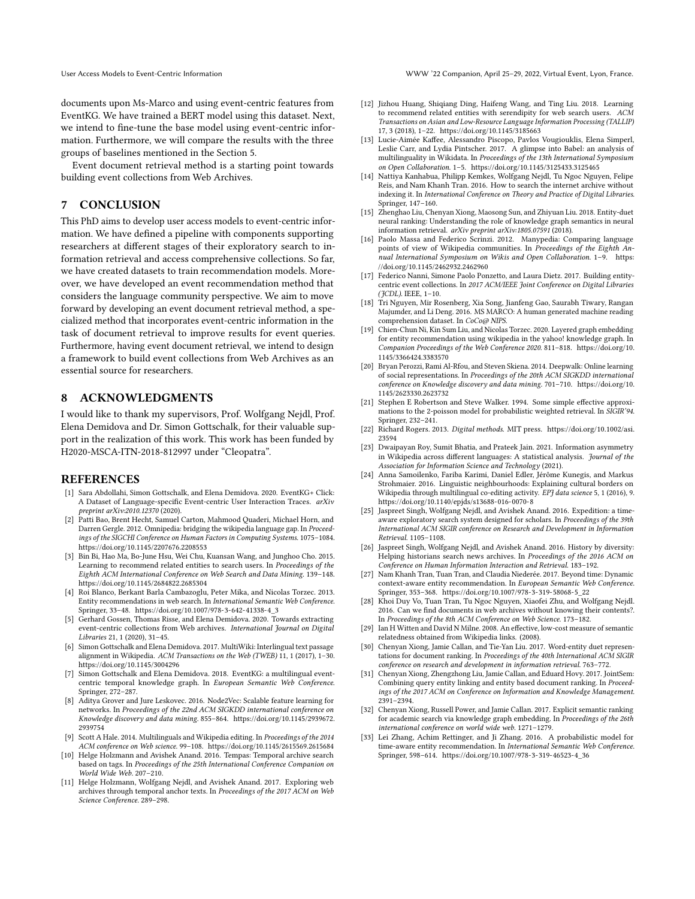documents upon Ms-Marco and using event-centric features from EventKG. We have trained a BERT model using this dataset. Next, we intend to fine-tune the base model using event-centric information. Furthermore, we will compare the results with the three groups of baselines mentioned in the Section 5.

Event document retrieval method is a starting point towards building event collections from Web Archives.

## 7 CONCLUSION

This PhD aims to develop user access models to event-centric information. We have defined a pipeline with components supporting researchers at different stages of their exploratory search to information retrieval and access comprehensive collections. So far, we have created datasets to train recommendation models. Moreover, we have developed an event recommendation method that considers the language community perspective. We aim to move forward by developing an event document retrieval method, a specialized method that incorporates event-centric information in the task of document retrieval to improve results for event queries. Furthermore, having event document retrieval, we intend to design a framework to build event collections from Web Archives as an essential source for researchers.

## 8 ACKNOWLEDGMENTS

I would like to thank my supervisors, Prof. Wolfgang Nejdl, Prof. Elena Demidova and Dr. Simon Gottschalk, for their valuable support in the realization of this work. This work has been funded by H2020-MSCA-ITN-2018-812997 under "Cleopatra".

## REFERENCES

[1] Sara Abdollahi, Simon Gottschalk, and Elena Demidova. 2020. EventKG+ Click: A Dataset of Language-specific Event-centric User Interaction Traces. *arXiv preprint arXiv:2010.12370* (2020).

[2] Patti Bao, Brent Hecht, Samuel Carton, Mahmood Quaderi, Michael Horn, and Darren Gergle. 2012. Omnipedia: bridging the wikipedia language gap. In *Proceedings of the SIGCHI Conference on Human Factors in Computing Systems*. 1075–1084. https://doi.org/10.1145/2207676.2208553

[3] Bin Bi, Hao Ma, Bo-June Hsu, Wei Chu, Kuansan Wang, and Junghoo Cho. 2015. Learning to recommend related entities to search users. In *Proceedings of the Eighth ACM International Conference on Web Search and Data Mining*. 139–148. https://doi.org/10.1145/2684822.2685304

[4] Roi Blanco, Berkant Barla Cambazoglu, Peter Mika, and Nicolas Torzec. 2013. Entity recommendations in web search. In *International Semantic Web Conference*. Springer, 33–48. https://doi.org/10.1007/978-3-642-41338-4_3

[5] Gerhard Gossen, Thomas Risse, and Elena Demidova. 2020. Towards extracting event-centric collections from Web archives. *International Journal on Digital Libraries* 21, 1 (2020), 31–45.

[6] Simon Gottschalk and Elena Demidova. 2017. MultiWiki: Interlingual text passage alignment in Wikipedia. *ACM Transactions on the Web (TWEB)* 11, 1 (2017), 1–30. https://doi.org/10.1145/3004296

[7] Simon Gottschalk and Elena Demidova. 2018. EventKG: a multilingual event-centric temporal knowledge graph. In *European Semantic Web Conference*. Springer, 272–287.

[8] Aditya Grover and Jure Leskovec. 2016. Node2Vec: Scalable feature learning for networks. In *Proceedings of the 22nd ACM SIGKDD international conference on Knowledge discovery and data mining*. 855–864. https://doi.org/10.1145/2939672.2939754

[9] Scott A Hale. 2014. Multilinguals and Wikipedia editing. In *Proceedings of the 2014 ACM conference on Web science*. 99–108. https://doi.org/10.1145/2615569.2615684

[10] Helge Holzmann and Avishek Anand. 2016. Tempas: Temporal archive search based on tags. In *Proceedings of the 25th International Conference Companion on World Wide Web*. 207–210.

[11] Helge Holzmann, Wolfgang Nejdl, and Avishek Anand. 2017. Exploring web archives through temporal anchor texts. In *Proceedings of the 2017 ACM on Web Science Conference*. 289–298.

[12] Jizhou Huang, Shiqiang Ding, Haifeng Wang, and Ting Liu. 2018. Learning to recommend related entities with serendipity for web search users. *ACM Transactions on Asian and Low-Resource Language Information Processing (TALLIP)* 17, 3 (2018), 1–22. https://doi.org/10.1145/3185663

[13] Lucie-Aimée Kaffee, Alessandro Piscopo, Pavlos Vougiouklis, Elena Simperl, Leslie Carr, and Lydia Pintscher. 2017. A glimpse into Babel: an analysis of multilinguality in Wikidata. In *Proceedings of the 13th International Symposium on Open Collaboration*. 1–5. https://doi.org/10.1145/3125433.3125465

[14] Nattiya Kanhabua, Philipp Kemkes, Wolfgang Nejdl, Tu Ngoc Nguyen, Felipe Reis, and Nam Khanh Tran. 2016. How to search the internet archive without indexing it. In *International Conference on Theory and Practice of Digital Libraries*. Springer, 147–160.

[15] Zhenghao Liu, Chenyan Xiong, Maosong Sun, and Zhiyuan Liu. 2018. Entity-duet neural ranking: Understanding the role of knowledge graph semantics in neural information retrieval. *arXiv preprint arXiv:1805.07591* (2018).

[16] Paolo Massa and Federico Scrinzi. 2012. Manypedia: Comparing language points of view of Wikipedia communities. In *Proceedings of the Eighth Annual International Symposium on Wikis and Open Collaboration*. 1–9. https://doi.org/10.1145/2462932.2462960

[17] Federico Nanni, Simone Paolo Ponzetto, and Laura Dietz. 2017. Building entity-centric event collections. In *2017 ACM/IEEE Joint Conference on Digital Libraries (JCDL)*. IEEE, 1–10.

[18] Tri Nguyen, Mir Rosenberg, Xia Song, Jianfeng Gao, Saurabh Tiwary, Rangan Majumder, and Li Deng. 2016. MS MARCO: A human generated machine reading comprehension dataset. In *CoCo@ NIPS*.

[19] Chien-Chun Ni, Kin Sum Liu, and Nicolas Torzec. 2020. Layered graph embedding for entity recommendation using wikipedia in the yahoo! knowledge graph. In *Companion Proceedings of the Web Conference 2020*. 811–818. https://doi.org/10.1145/3366424.3383570

[20] Bryan Perozzi, Rami Al-Rfou, and Steven Skiena. 2014. Deepwalk: Online learning of social representations. In *Proceedings of the 20th ACM SIGKDD international conference on Knowledge discovery and data mining*. 701–710. https://doi.org/10.1145/2623330.2623732

[21] Stephen E Robertson and Steve Walker. 1994. Some simple effective approximations to the 2-poisson model for probabilistic weighted retrieval. In *SIGIR'94*. Springer, 232–241.

[22] Richard Rogers. 2013. *Digital methods*. MIT press. https://doi.org/10.1002/asi.23594

[23] Dwaipayan Roy, Sumit Bhatia, and Prateek Jain. 2021. Information asymmetry in Wikipedia across different languages: A statistical analysis. *Journal of the Association for Information Science and Technology* (2021).

[24] Anna Samoilenko, Fariba Karimi, Daniel Edler, Jérôme Kunegis, and Markus Strohmaier. 2016. Linguistic neighbourhoods: Explaining cultural borders on Wikipedia through multilingual co-editing activity. *EPJ data science* 5, 1 (2016), 9. https://doi.org/10.1140/epjds/s13688-016-0070-8

[25] Jaspreet Singh, Wolfgang Nejdl, and Avishek Anand. 2016. Expedition: a time-aware exploratory search system designed for scholars. In *Proceedings of the 39th International ACM SIGIR conference on Research and Development in Information Retrieval*. 1105–1108.

[26] Jaspreet Singh, Wolfgang Nejdl, and Avishek Anand. 2016. History by diversity: Helping historians search news archives. In *Proceedings of the 2016 ACM on Conference on Human Information Interaction and Retrieval*. 183–192.

[27] Nam Khanh Tran, Tuan Tran, and Claudia Niederée. 2017. Beyond time: Dynamic context-aware entity recommendation. In *European Semantic Web Conference*. Springer, 353–368. https://doi.org/10.1007/978-3-319-58068-5_22

[28] Khoi Duy Vo, Tuan Tran, Tu Ngoc Nguyen, Xiaofei Zhu, and Wolfgang Nejdl. 2016. Can we find documents in web archives without knowing their contents?. In *Proceedings of the 8th ACM Conference on Web Science*. 173–182.

[29] Ian H Witten and David N Milne. 2008. An effective, low-cost measure of semantic relatedness obtained from Wikipedia links. (2008).

[30] Chenyan Xiong, Jamie Callan, and Tie-Yan Liu. 2017. Word-entity duet representations for document ranking. In *Proceedings of the 40th International ACM SIGIR conference on research and development in information retrieval*. 763–772.

[31] Chenyan Xiong, Zhengzhong Liu, Jamie Callan, and Eduard Hovy. 2017. JointSem: Combining query entity linking and entity based document ranking. In *Proceedings of the 2017 ACM on Conference on Information and Knowledge Management*. 2391–2394.

[32] Chenyan Xiong, Russell Power, and Jamie Callan. 2017. Explicit semantic ranking for academic search via knowledge graph embedding. In *Proceedings of the 26th international conference on world wide web*. 1271–1279.

[33] Lei Zhang, Achim Rettinger, and Ji Zhang. 2016. A probabilistic model for time-aware entity recommendation. In *International Semantic Web Conference*. Springer, 598–614. https://doi.org/10.1007/978-3-319-46523-4_36